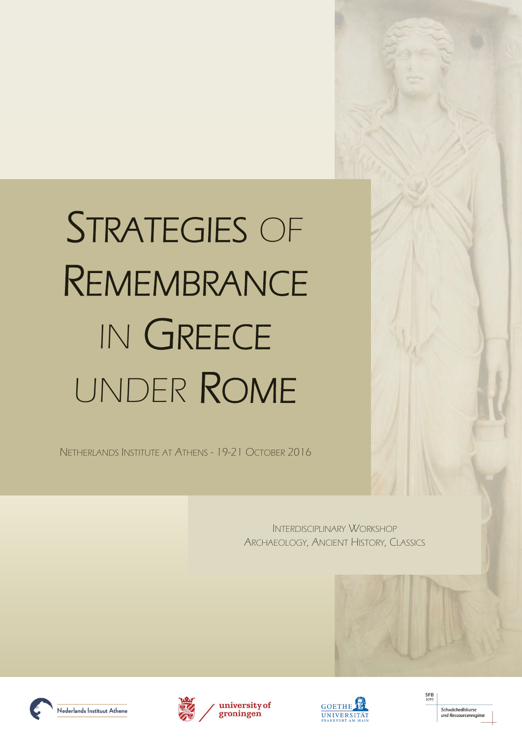# Strategies of Remembrance in Greece under Rome

Netherlands Institute at Athens - 19-21 October 2016

Interdisciplinary Workshop
Archaeology, Ancient History, Classics

Nederlands Instituut Athene

university of groningen

Goethe Universität Frankfurt am Main

SFB 1095
Schwächediskurse und Ressourcenregime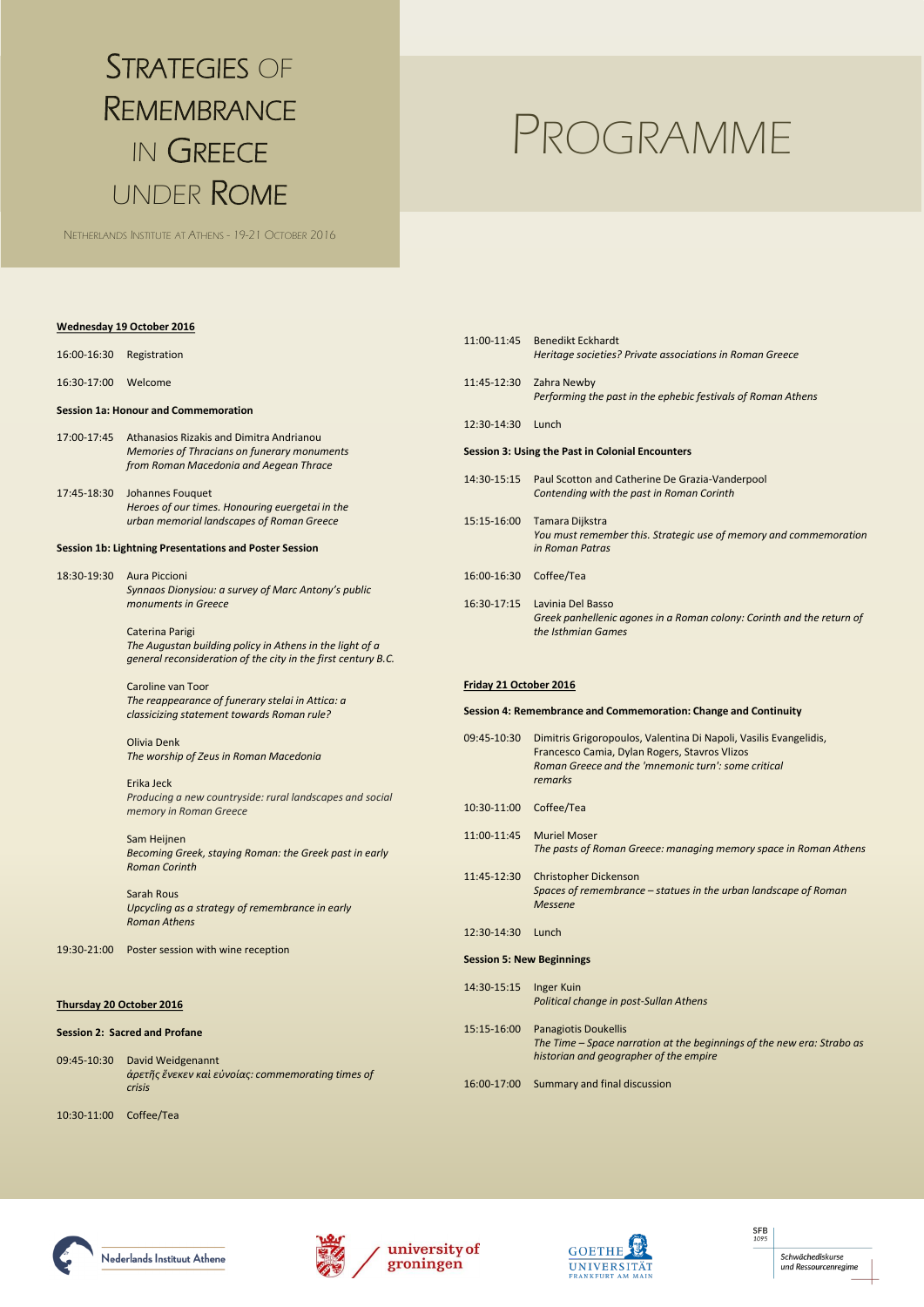# Strategies of Remembrance in Greece under Rome

Netherlands Institute at Athens - 19-21 October 2016

# Programme

**Wednesday 19 October 2016**

16:00-16:30 Registration

16:30-17:00 Welcome

**Session 1a: Honour and Commemoration**

17:00-17:45 Athanasios Rizakis and Dimitra Andrianou
*Memories of Thracians on funerary monuments from Roman Macedonia and Aegean Thrace*

17:45-18:30 Johannes Fouquet
*Heroes of our times. Honouring euergetai in the urban memorial landscapes of Roman Greece*

**Session 1b: Lightning Presentations and Poster Session**

18:30-19:30 Aura Piccioni
*Synnaos Dionysiou: a survey of Marc Antony's public monuments in Greece*

Caterina Parigi
*The Augustan building policy in Athens in the light of a general reconsideration of the city in the first century B.C.*

Caroline van Toor
*The reappearance of funerary stelai in Attica: a classicizing statement towards Roman rule?*

Olivia Denk
*The worship of Zeus in Roman Macedonia*

Erika Jeck
*Producing a new countryside: rural landscapes and social memory in Roman Greece*

Sam Heijnen
*Becoming Greek, staying Roman: the Greek past in early Roman Corinth*

Sarah Rous
*Upcycling as a strategy of remembrance in early Roman Athens*

19:30-21:00 Poster session with wine reception

**Thursday 20 October 2016**

**Session 2: Sacred and Profane**

09:45-10:30 David Weidgenannt
*ἀρετῆς ἕνεκεν καὶ εὐνοίας: commemorating times of crisis*

10:30-11:00 Coffee/Tea

11:00-11:45 Benedikt Eckhardt
*Heritage societies? Private associations in Roman Greece*

11:45-12:30 Zahra Newby
*Performing the past in the ephebic festivals of Roman Athens*

12:30-14:30 Lunch

**Session 3: Using the Past in Colonial Encounters**

14:30-15:15 Paul Scotton and Catherine De Grazia-Vanderpool
*Contending with the past in Roman Corinth*

15:15-16:00 Tamara Dijkstra
*You must remember this. Strategic use of memory and commemoration in Roman Patras*

16:00-16:30 Coffee/Tea

16:30-17:15 Lavinia Del Basso
*Greek panhellenic agones in a Roman colony: Corinth and the return of the Isthmian Games*

**Friday 21 October 2016**

**Session 4: Remembrance and Commemoration: Change and Continuity**

09:45-10:30 Dimitris Grigoropoulos, Valentina Di Napoli, Vasilis Evangelidis, Francesco Camia, Dylan Rogers, Stavros Vlizos
*Roman Greece and the 'mnemonic turn': some critical remarks*

10:30-11:00 Coffee/Tea

11:00-11:45 Muriel Moser
*The pasts of Roman Greece: managing memory space in Roman Athens*

11:45-12:30 Christopher Dickenson
*Spaces of remembrance – statues in the urban landscape of Roman Messene*

12:30-14:30 Lunch

**Session 5: New Beginnings**

14:30-15:15 Inger Kuin
*Political change in post-Sullan Athens*

15:15-16:00 Panagiotis Doukellis
*The Time – Space narration at the beginnings of the new era: Strabo as historian and geographer of the empire*

16:00-17:00 Summary and final discussion

Nederlands Instituut Athene | university of groningen | Goethe Universität Frankfurt am Main | SFB 1095 Schwächediskurse und Ressourcenregime